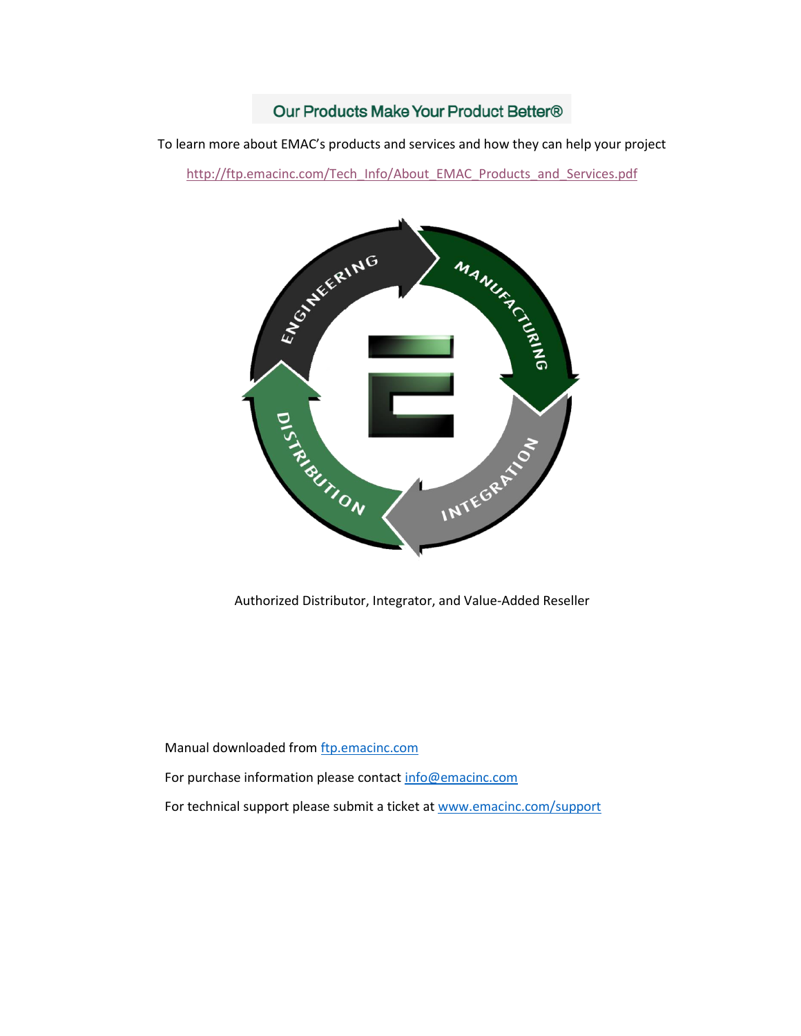**Our Products Make Your Product Better®**

To learn more about EMAC's products and services and how they can help your project

http://ftp.emacinc.com/Tech_Info/About_EMAC_Products_and_Services.pdf

Authorized Distributor, Integrator, and Value-Added Reseller

Manual downloaded from ftp.emacinc.com

For purchase information please contact info@emacinc.com

For technical support please submit a ticket at www.emacinc.com/support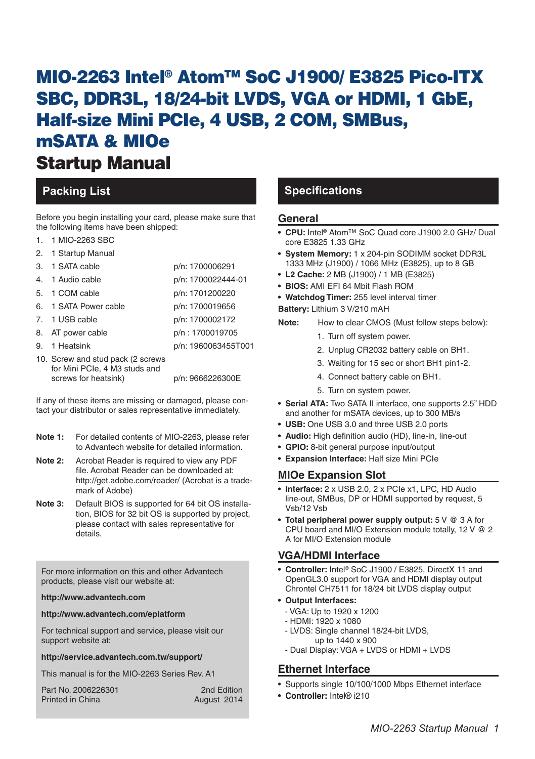# MIO-2263 Intel® Atom™ SoC J1900/ E3825 Pico-ITX SBC, DDR3L, 18/24-bit LVDS, VGA or HDMI, 1 GbE, Half-size Mini PCIe, 4 USB, 2 COM, SMBus, mSATA & MIOe

# Startup Manual

## Packing List

Before you begin installing your card, please make sure that the following items have been shipped:

| # | Item | Part No. |
|---|---|---|
| 1. | 1 MIO-2263 SBC | |
| 2. | 1 Startup Manual | |
| 3. | 1 SATA cable | p/n: 1700006291 |
| 4. | 1 Audio cable | p/n: 1700022444-01 |
| 5. | 1 COM cable | p/n: 1701200220 |
| 6. | 1 SATA Power cable | p/n: 1700019656 |
| 7. | 1 USB cable | p/n: 1700002172 |
| 8. | AT power cable | p/n : 1700019705 |
| 9. | 1 Heatsink | p/n: 1960063455T001 |
| 10. | Screw and stud pack (2 screws for Mini PCIe, 4 M3 studs and screws for heatsink) | p/n: 9666226300E |

If any of these items are missing or damaged, please contact your distributor or sales representative immediately.

**Note 1:** For detailed contents of MIO-2263, please refer to Advantech website for detailed information.

**Note 2:** Acrobat Reader is required to view any PDF file. Acrobat Reader can be downloaded at: http://get.adobe.com/reader/ (Acrobat is a trademark of Adobe)

**Note 3:** Default BIOS is supported for 64 bit OS installation, BIOS for 32 bit OS is supported by project, please contact with sales representative for details.

For more information on this and other Advantech products, please visit our website at:

**http://www.advantech.com**

**http://www.advantech.com/eplatform**

For technical support and service, please visit our support website at:

**http://service.advantech.com.tw/support/**

This manual is for the MIO-2263 Series Rev. A1

Part No. 2006226301 — 2nd Edition
Printed in China — August 2014

## Specifications

### General

- **CPU:** Intel® Atom™ SoC Quad core J1900 2.0 GHz/ Dual core E3825 1.33 GHz
- **System Memory:** 1 x 204-pin SODIMM socket DDR3L 1333 MHz (J1900) / 1066 MHz (E3825), up to 8 GB
- **L2 Cache:** 2 MB (J1900) / 1 MB (E3825)
- **BIOS:** AMI EFI 64 Mbit Flash ROM
- **Watchdog Timer:** 255 level interval timer

**Battery:** Lithium 3 V/210 mAH

**Note:** How to clear CMOS (Must follow steps below):

1. Turn off system power.
2. Unplug CR2032 battery cable on BH1.
3. Waiting for 15 sec or short BH1 pin1-2.
4. Connect battery cable on BH1.
5. Turn on system power.

- **Serial ATA:** Two SATA II interface, one supports 2.5" HDD and another for mSATA devices, up to 300 MB/s
- **USB:** One USB 3.0 and three USB 2.0 ports
- **Audio:** High definition audio (HD), line-in, line-out
- **GPIO:** 8-bit general purpose input/output
- **Expansion Interface:** Half size Mini PCIe

### MIOe Expansion Slot

- **Interface:** 2 x USB 2.0, 2 x PCIe x1, LPC, HD Audio line-out, SMBus, DP or HDMI supported by request, 5 Vsb/12 Vsb
- **Total peripheral power supply output:** 5 V @ 3 A for CPU board and MI/O Extension module totally, 12 V @ 2 A for MI/O Extension module

### VGA/HDMI Interface

- **Controller:** Intel® SoC J1900 / E3825, DirectX 11 and OpenGL3.0 support for VGA and HDMI display output Chrontel CH7511 for 18/24 bit LVDS display output
- **Output Interfaces:**
  - VGA: Up to 1920 x 1200
  - HDMI: 1920 x 1080
  - LVDS: Single channel 18/24-bit LVDS, up to 1440 x 900
  - Dual Display: VGA + LVDS or HDMI + LVDS

### Ethernet Interface

- Supports single 10/100/1000 Mbps Ethernet interface
- **Controller:** Intel® i210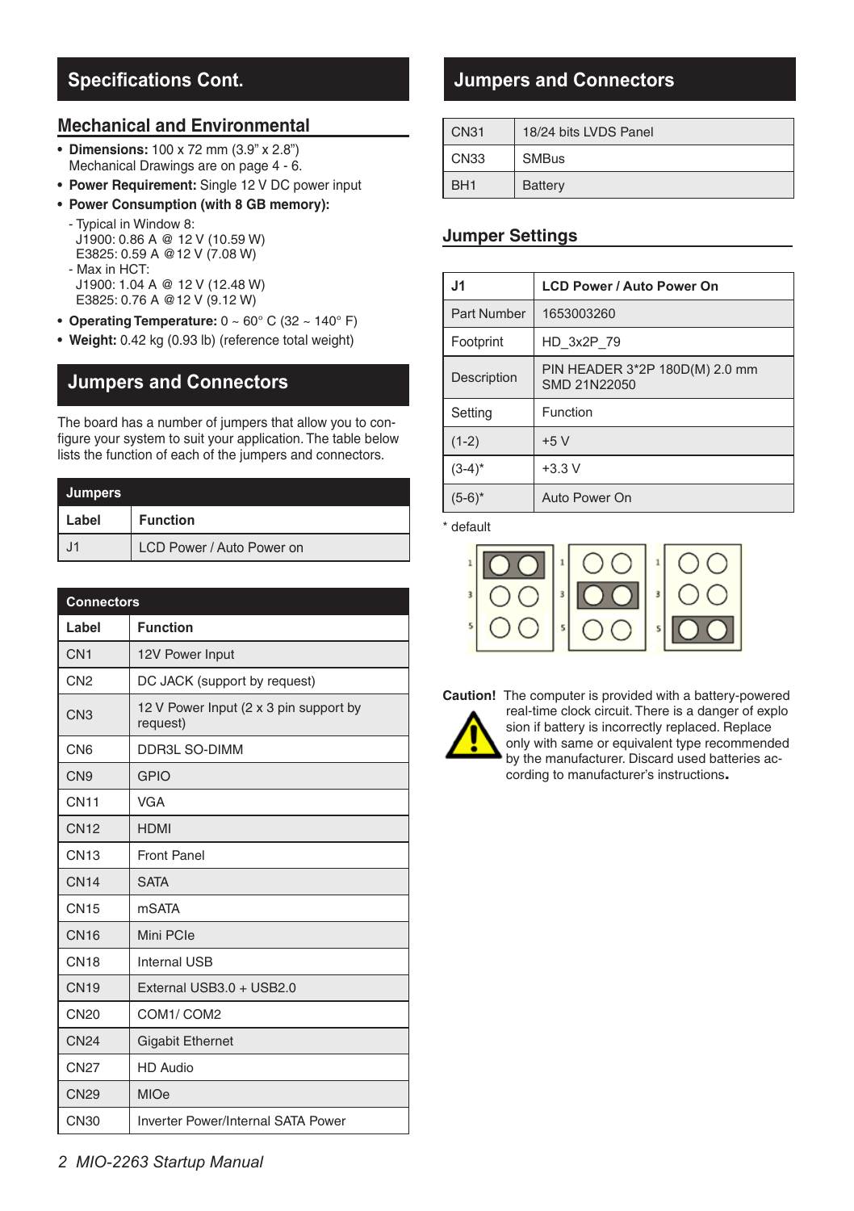# Specifications Cont.

## Mechanical and Environmental

- **Dimensions:** 100 x 72 mm (3.9" x 2.8")
  Mechanical Drawings are on page 4 - 6.
- **Power Requirement:** Single 12 V DC power input
- **Power Consumption (with 8 GB memory):**
  - Typical in Window 8:
    J1900: 0.86 A @ 12 V (10.59 W)
    E3825: 0.59 A @12 V (7.08 W)
  - Max in HCT:
    J1900: 1.04 A @ 12 V (12.48 W)
    E3825: 0.76 A @12 V (9.12 W)
- **Operating Temperature:** 0 ~ 60° C (32 ~ 140° F)
- **Weight:** 0.42 kg (0.93 lb) (reference total weight)

# Jumpers and Connectors

The board has a number of jumpers that allow you to configure your system to suit your application. The table below lists the function of each of the jumpers and connectors.

**Jumpers**

| Label | Function |
|---|---|
| J1 | LCD Power / Auto Power on |

**Connectors**

| Label | Function |
|---|---|
| CN1 | 12V Power Input |
| CN2 | DC JACK (support by request) |
| CN3 | 12 V Power Input (2 x 3 pin support by request) |
| CN6 | DDR3L SO-DIMM |
| CN9 | GPIO |
| CN11 | VGA |
| CN12 | HDMI |
| CN13 | Front Panel |
| CN14 | SATA |
| CN15 | mSATA |
| CN16 | Mini PCIe |
| CN18 | Internal USB |
| CN19 | External USB3.0 + USB2.0 |
| CN20 | COM1/ COM2 |
| CN24 | Gigabit Ethernet |
| CN27 | HD Audio |
| CN29 | MIOe |
| CN30 | Inverter Power/Internal SATA Power |
| CN31 | 18/24 bits LVDS Panel |
| CN33 | SMBus |
| BH1 | Battery |

## Jumper Settings

| J1 | LCD Power / Auto Power On |
|---|---|
| Part Number | 1653003260 |
| Footprint | HD_3x2P_79 |
| Description | PIN HEADER 3*2P 180D(M) 2.0 mm SMD 21N22050 |
| Setting | Function |
| (1-2) | +5 V |
| (3-4)* | +3.3 V |
| (5-6)* | Auto Power On |

* default

**Caution!** The computer is provided with a battery-powered real-time clock circuit. There is a danger of explosion if battery is incorrectly replaced. Replace only with same or equivalent type recommended by the manufacturer. Discard used batteries according to manufacturer's instructions.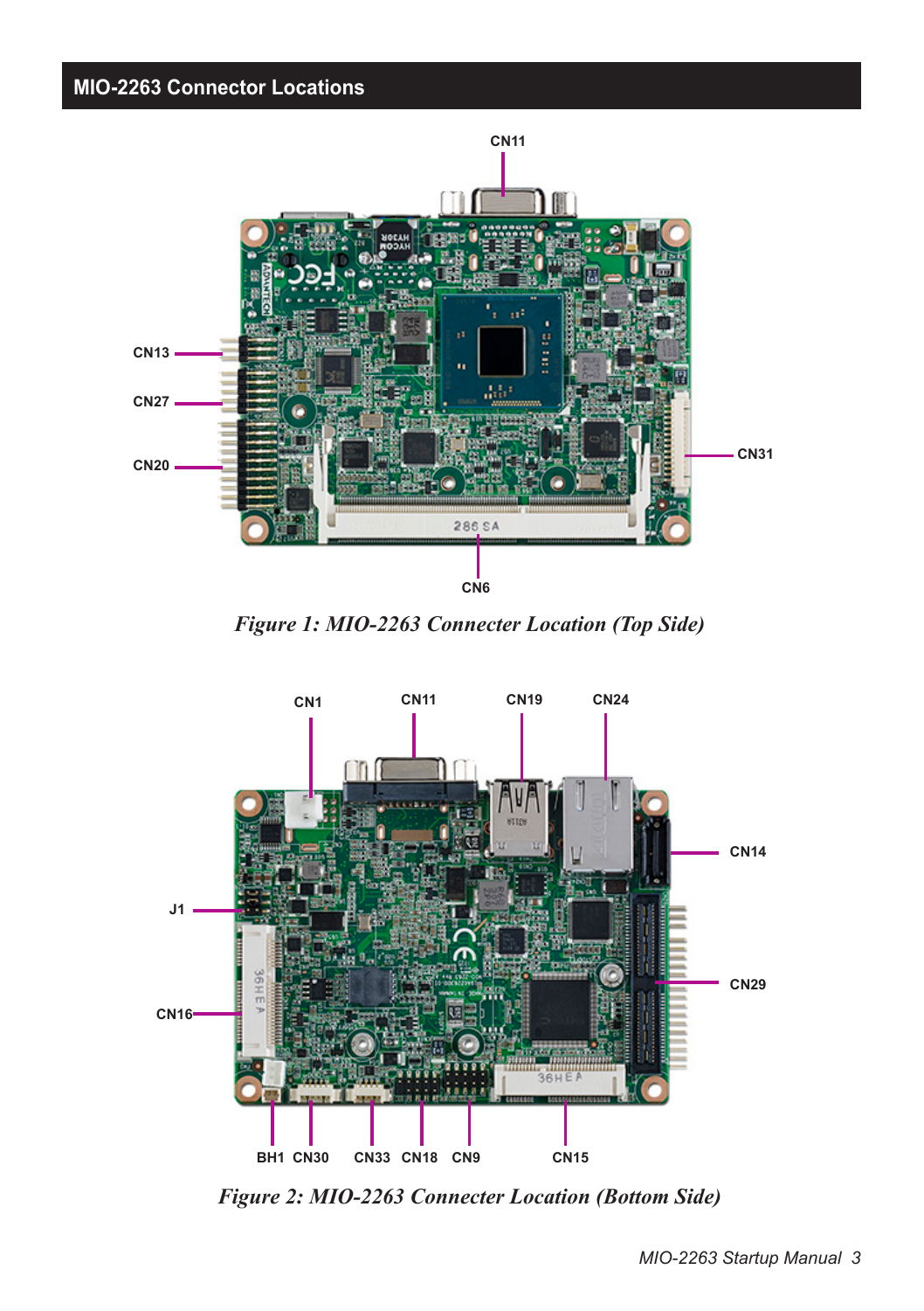## MIO-2263 Connector Locations

CN11

CN13

CN27

CN20

CN31

CN6

*Figure 1: MIO-2263 Connecter Location (Top Side)*

CN1 CN11 CN19 CN24

CN14

J1

CN29

CN16

BH1 CN30 CN33 CN18 CN9 CN15

*Figure 2: MIO-2263 Connecter Location (Bottom Side)*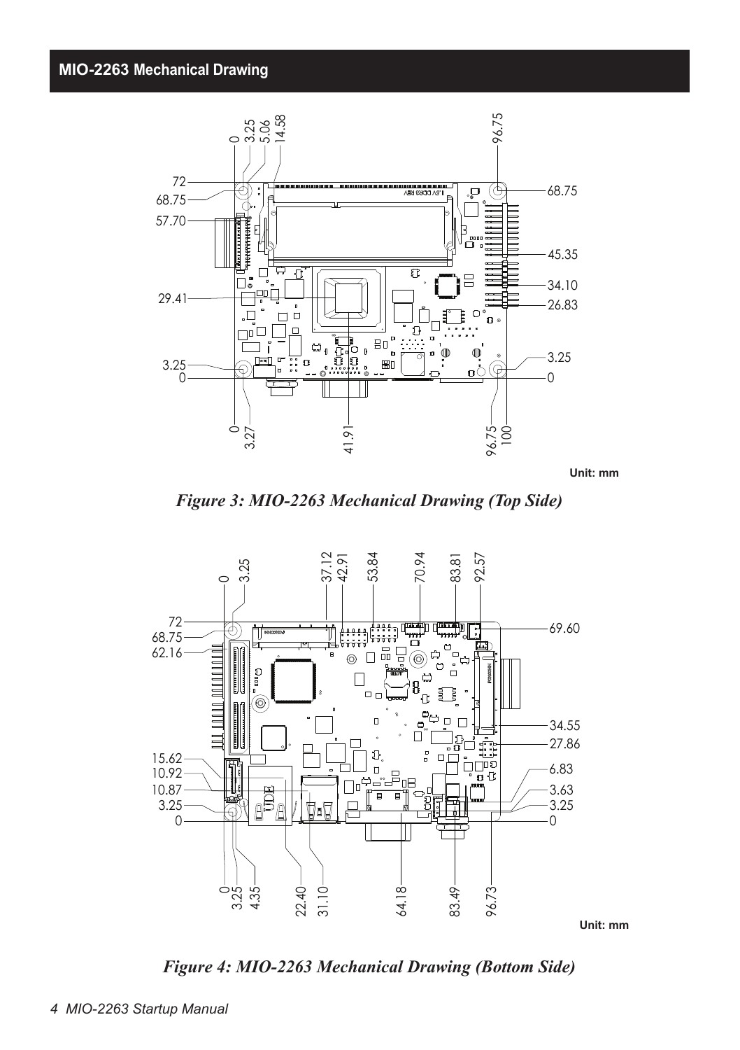## MIO-2263 Mechanical Drawing

Unit: mm

*Figure 3: MIO-2263 Mechanical Drawing (Top Side)*

Unit: mm

*Figure 4: MIO-2263 Mechanical Drawing (Bottom Side)*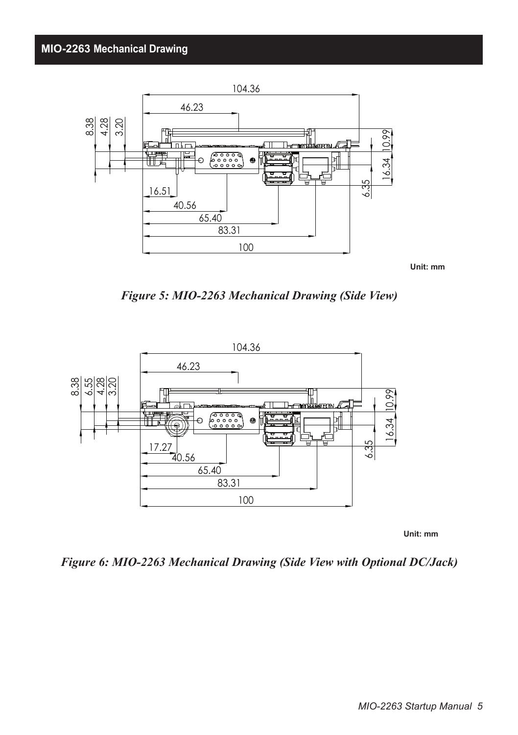## MIO-2263 Mechanical Drawing

Unit: mm

*Figure 5: MIO-2263 Mechanical Drawing (Side View)*

Unit: mm

*Figure 6: MIO-2263 Mechanical Drawing (Side View with Optional DC/Jack)*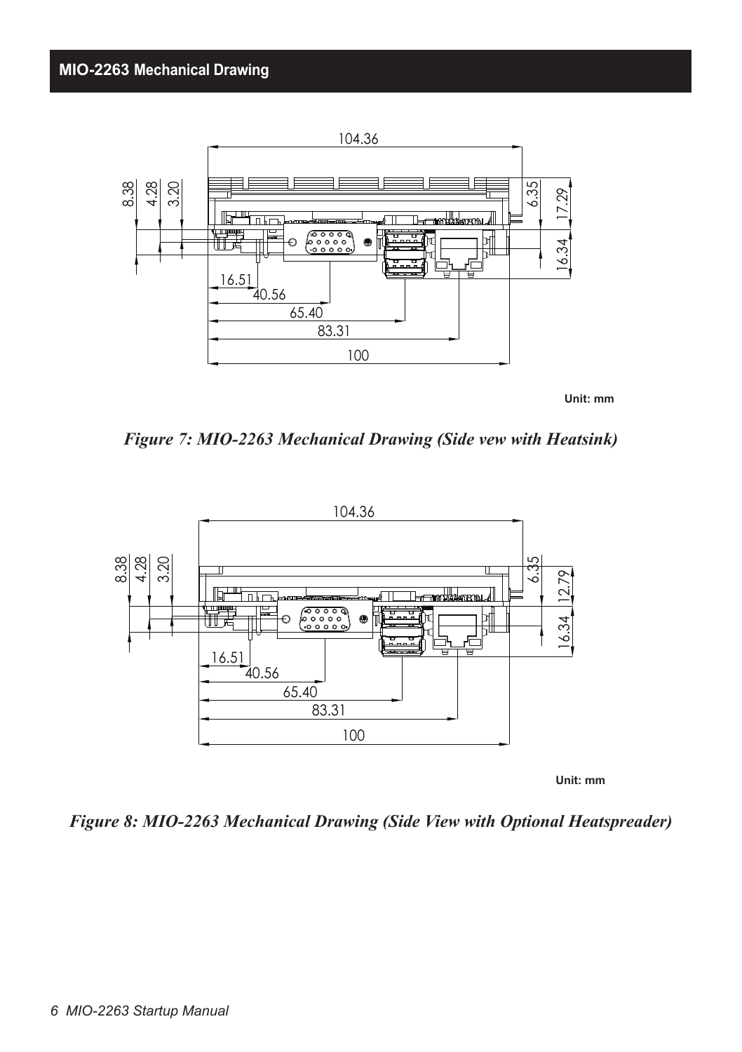## MIO-2263 Mechanical Drawing

104.36

8.38
4.28
3.20
6.35
17.29
16.34
16.51
40.56
65.40
83.31
100

Unit: mm

*Figure 7: MIO-2263 Mechanical Drawing (Side vew with Heatsink)*

104.36

8.38
4.28
3.20
6.35
12.79
16.34
16.51
40.56
65.40
83.31
100

Unit: mm

*Figure 8: MIO-2263 Mechanical Drawing (Side View with Optional Heatspreader)*